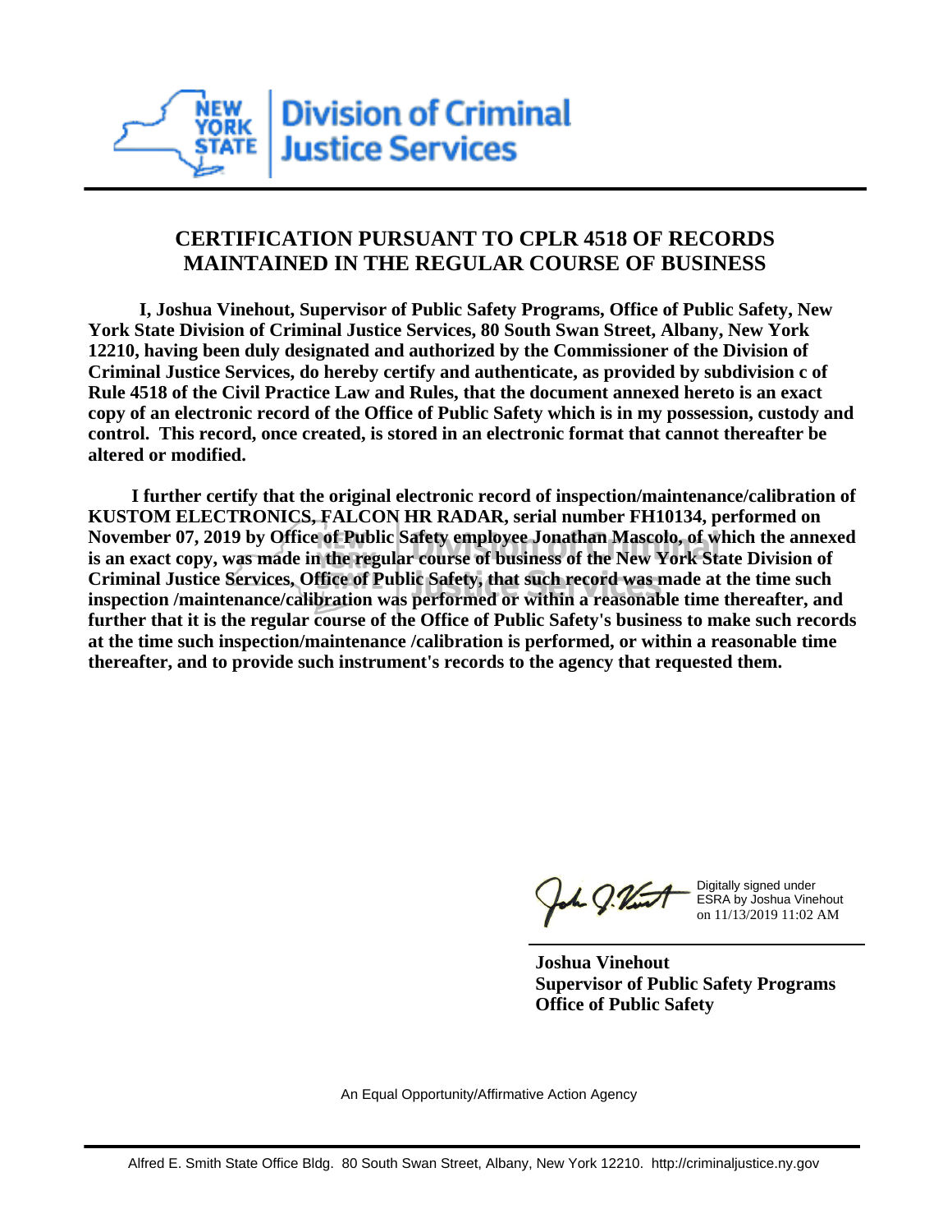**New York State Division of Criminal Justice Services**

## CERTIFICATION PURSUANT TO CPLR 4518 OF RECORDS MAINTAINED IN THE REGULAR COURSE OF BUSINESS

**I, Joshua Vinehout, Supervisor of Public Safety Programs, Office of Public Safety, New York State Division of Criminal Justice Services, 80 South Swan Street, Albany, New York 12210, having been duly designated and authorized by the Commissioner of the Division of Criminal Justice Services, do hereby certify and authenticate, as provided by subdivision c of Rule 4518 of the Civil Practice Law and Rules, that the document annexed hereto is an exact copy of an electronic record of the Office of Public Safety which is in my possession, custody and control. This record, once created, is stored in an electronic format that cannot thereafter be altered or modified.**

**I further certify that the original electronic record of inspection/maintenance/calibration of KUSTOM ELECTRONICS, FALCON HR RADAR, serial number FH10134, performed on November 07, 2019 by Office of Public Safety employee Jonathan Mascolo, of which the annexed is an exact copy, was made in the regular course of business of the New York State Division of Criminal Justice Services, Office of Public Safety, that such record was made at the time such inspection /maintenance/calibration was performed or within a reasonable time thereafter, and further that it is the regular course of the Office of Public Safety's business to make such records at the time such inspection/maintenance /calibration is performed, or within a reasonable time thereafter, and to provide such instrument's records to the agency that requested them.**

Digitally signed under ESRA by Joshua Vinehout on 11/13/2019 11:02 AM

**Joshua Vinehout**
**Supervisor of Public Safety Programs**
**Office of Public Safety**

An Equal Opportunity/Affirmative Action Agency

Alfred E. Smith State Office Bldg. 80 South Swan Street, Albany, New York 12210. http://criminaljustice.ny.gov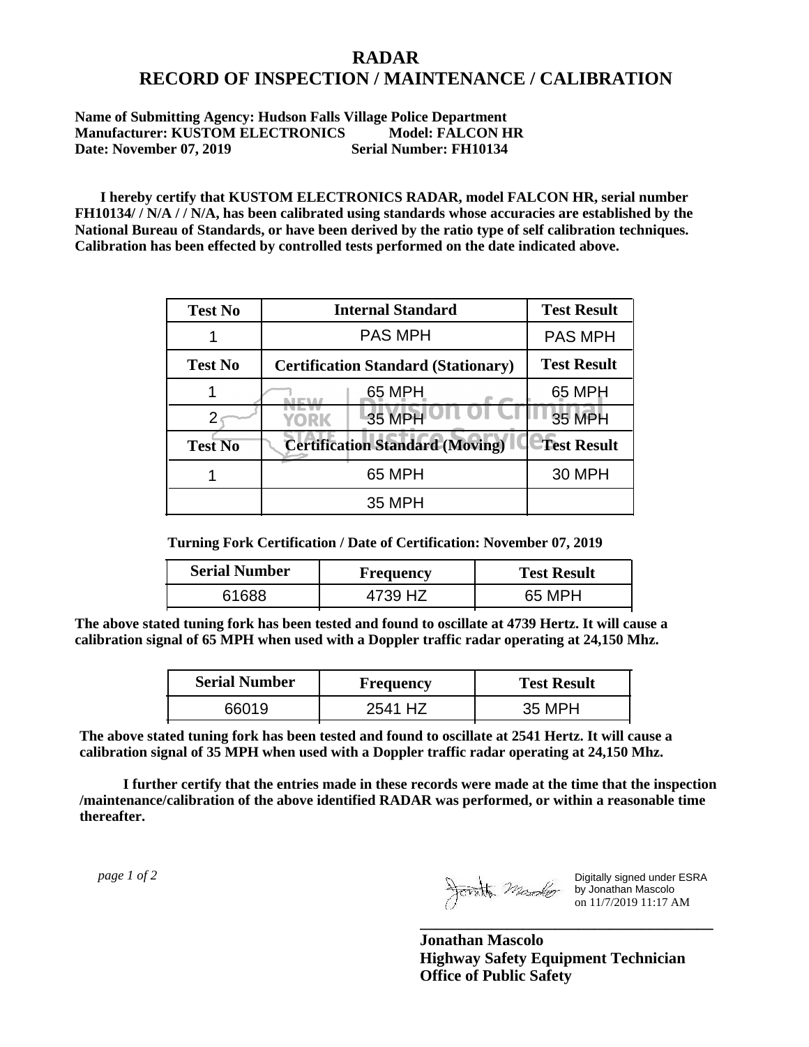# RADAR
# RECORD OF INSPECTION / MAINTENANCE / CALIBRATION

**Name of Submitting Agency: Hudson Falls Village Police Department**
**Manufacturer: KUSTOM ELECTRONICS Model: FALCON HR**
**Date: November 07, 2019 Serial Number: FH10134**

**I hereby certify that KUSTOM ELECTRONICS RADAR, model FALCON HR, serial number FH10134/ / N/A / / N/A, has been calibrated using standards whose accuracies are established by the National Bureau of Standards, or have been derived by the ratio type of self calibration techniques. Calibration has been effected by controlled tests performed on the date indicated above.**

| Test No | Internal Standard | Test Result |
|---|---|---|
| 1 | PAS MPH | PAS MPH |
| **Test No** | **Certification Standard (Stationary)** | **Test Result** |
| 1 | 65 MPH | 65 MPH |
| 2 | 35 MPH | 35 MPH |
| **Test No** | **Certification Standard (Moving)** | **Test Result** |
| 1 | 65 MPH | 30 MPH |
| | 35 MPH | |

**Turning Fork Certification / Date of Certification: November 07, 2019**

| Serial Number | Frequency | Test Result |
|---|---|---|
| 61688 | 4739 HZ | 65 MPH |

**The above stated tuning fork has been tested and found to oscillate at 4739 Hertz. It will cause a calibration signal of 65 MPH when used with a Doppler traffic radar operating at 24,150 Mhz.**

| Serial Number | Frequency | Test Result |
|---|---|---|
| 66019 | 2541 HZ | 35 MPH |

**The above stated tuning fork has been tested and found to oscillate at 2541 Hertz. It will cause a calibration signal of 35 MPH when used with a Doppler traffic radar operating at 24,150 Mhz.**

**I further certify that the entries made in these records were made at the time that the inspection /maintenance/calibration of the above identified RADAR was performed, or within a reasonable time thereafter.**

Digitally signed under ESRA by Jonathan Mascolo on 11/7/2019 11:17 AM

**Jonathan Mascolo**
**Highway Safety Equipment Technician**
**Office of Public Safety**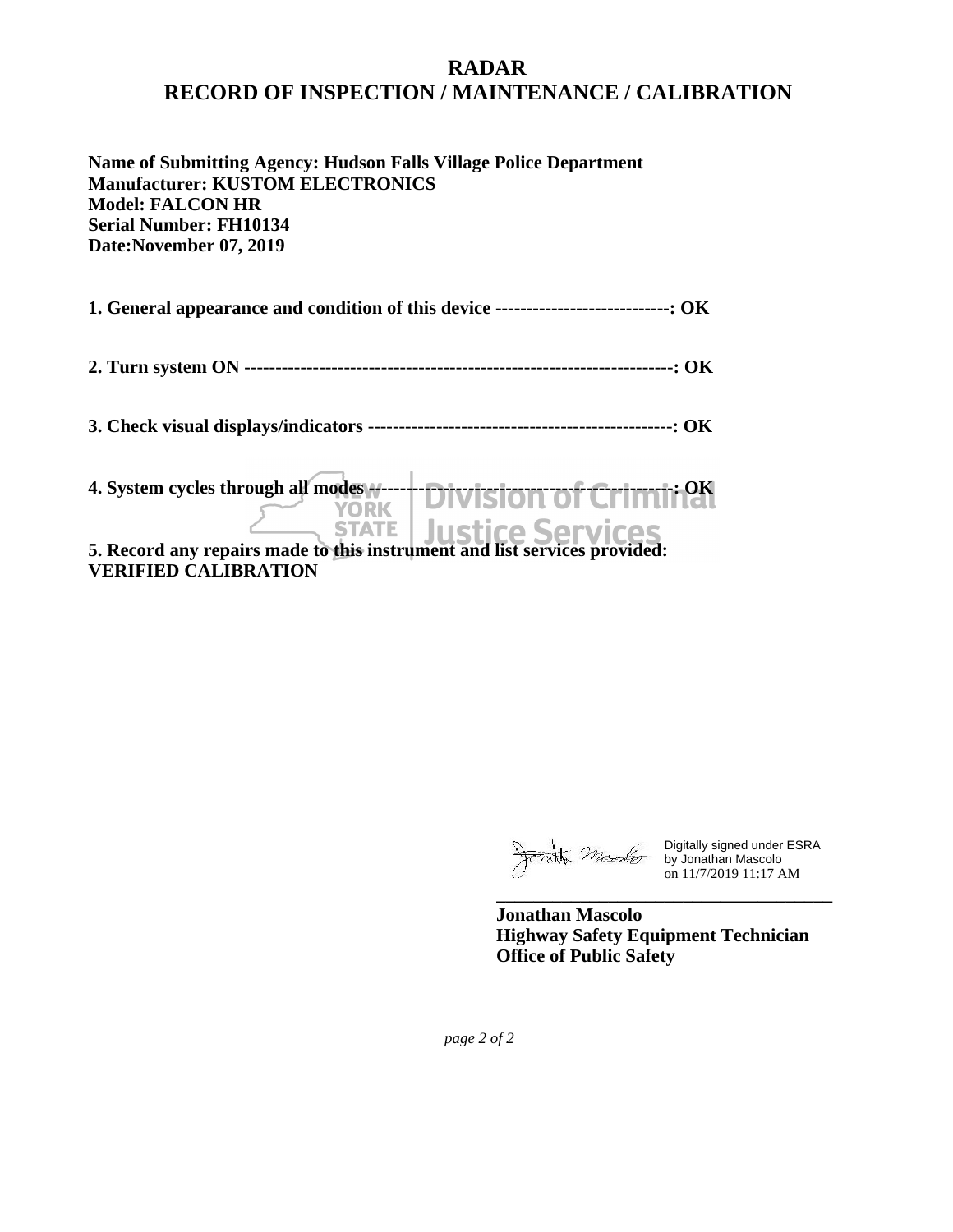# RADAR
# RECORD OF INSPECTION / MAINTENANCE / CALIBRATION

**Name of Submitting Agency: Hudson Falls Village Police Department**
**Manufacturer: KUSTOM ELECTRONICS**
**Model: FALCON HR**
**Serial Number: FH10134**
**Date:November 07, 2019**

**1. General appearance and condition of this device ----------------------------: OK**

**2. Turn system ON -------------------------------------------------------------------: OK**

**3. Check visual displays/indicators -------------------------------------------------: OK**

**4. System cycles through all modes ------------------------------------------------: OK**

**5. Record any repairs made to this instrument and list services provided:**
**VERIFIED CALIBRATION**

Digitally signed under ESRA
by Jonathan Mascolo
on 11/7/2019 11:17 AM

**Jonathan Mascolo**
**Highway Safety Equipment Technician**
**Office of Public Safety**